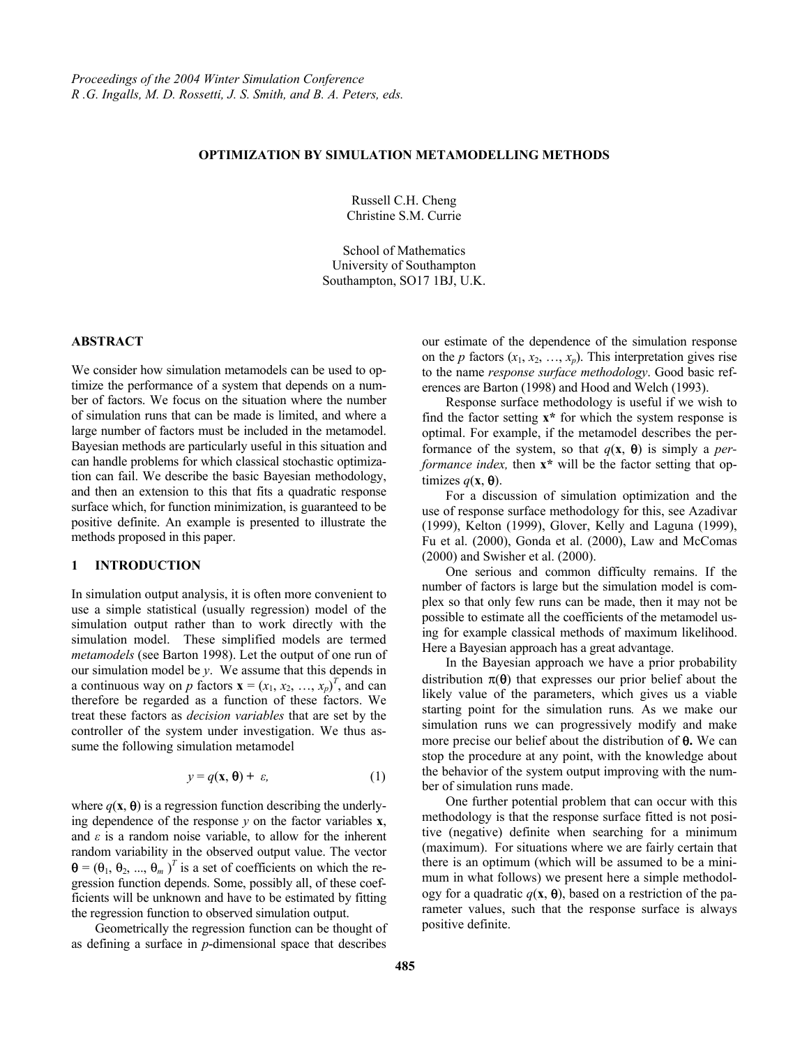# OPTIMIZATION BY SIMULATION METAMODELLING METHODS

Russell C.H. Cheng
Christine S.M. Currie

School of Mathematics
University of Southampton
Southampton, SO17 1BJ, U.K.

## ABSTRACT

We consider how simulation metamodels can be used to optimize the performance of a system that depends on a number of factors. We focus on the situation where the number of simulation runs that can be made is limited, and where a large number of factors must be included in the metamodel. Bayesian methods are particularly useful in this situation and can handle problems for which classical stochastic optimization can fail. We describe the basic Bayesian methodology, and then an extension to this that fits a quadratic response surface which, for function minimization, is guaranteed to be positive definite. An example is presented to illustrate the methods proposed in this paper.

## 1 INTRODUCTION

In simulation output analysis, it is often more convenient to use a simple statistical (usually regression) model of the simulation output rather than to work directly with the simulation model. These simplified models are termed *metamodels* (see Barton 1998). Let the output of one run of our simulation model be $y$. We assume that this depends in a continuous way on $p$ factors $\mathbf{x} = (x_1, x_2, \ldots, x_p)^T$, and can therefore be regarded as a function of these factors. We treat these factors as *decision variables* that are set by the controller of the system under investigation. We thus assume the following simulation metamodel

$$y = q(\mathbf{x}, \theta) + \varepsilon, \tag{1}$$

where $q(\mathbf{x}, \theta)$ is a regression function describing the underlying dependence of the response $y$ on the factor variables $\mathbf{x}$, and $\varepsilon$ is a random noise variable, to allow for the inherent random variability in the observed output value. The vector $\theta = (\theta_1, \theta_2, \ldots, \theta_m)^T$ is a set of coefficients on which the regression function depends. Some, possibly all, of these coefficients will be unknown and have to be estimated by fitting the regression function to observed simulation output.

Geometrically the regression function can be thought of as defining a surface in $p$-dimensional space that describes our estimate of the dependence of the simulation response on the $p$ factors $(x_1, x_2, \ldots, x_p)$. This interpretation gives rise to the name *response surface methodology*. Good basic references are Barton (1998) and Hood and Welch (1993).

Response surface methodology is useful if we wish to find the factor setting $\mathbf{x}^*$ for which the system response is optimal. For example, if the metamodel describes the performance of the system, so that $q(\mathbf{x}, \theta)$ is simply a *performance index,* then $\mathbf{x}^*$ will be the factor setting that optimizes $q(\mathbf{x}, \theta)$.

For a discussion of simulation optimization and the use of response surface methodology for this, see Azadivar (1999), Kelton (1999), Glover, Kelly and Laguna (1999), Fu et al. (2000), Gonda et al. (2000), Law and McComas (2000) and Swisher et al. (2000).

One serious and common difficulty remains. If the number of factors is large but the simulation model is complex so that only few runs can be made, then it may not be possible to estimate all the coefficients of the metamodel using for example classical methods of maximum likelihood. Here a Bayesian approach has a great advantage.

In the Bayesian approach we have a prior probability distribution $\pi(\theta)$ that expresses our prior belief about the likely value of the parameters, which gives us a viable starting point for the simulation runs. As we make our simulation runs we can progressively modify and make more precise our belief about the distribution of $\theta$. We can stop the procedure at any point, with the knowledge about the behavior of the system output improving with the number of simulation runs made.

One further potential problem that can occur with this methodology is that the response surface fitted is not positive (negative) definite when searching for a minimum (maximum). For situations where we are fairly certain that there is an optimum (which will be assumed to be a minimum in what follows) we present here a simple methodology for a quadratic $q(\mathbf{x}, \theta)$, based on a restriction of the parameter values, such that the response surface is always positive definite.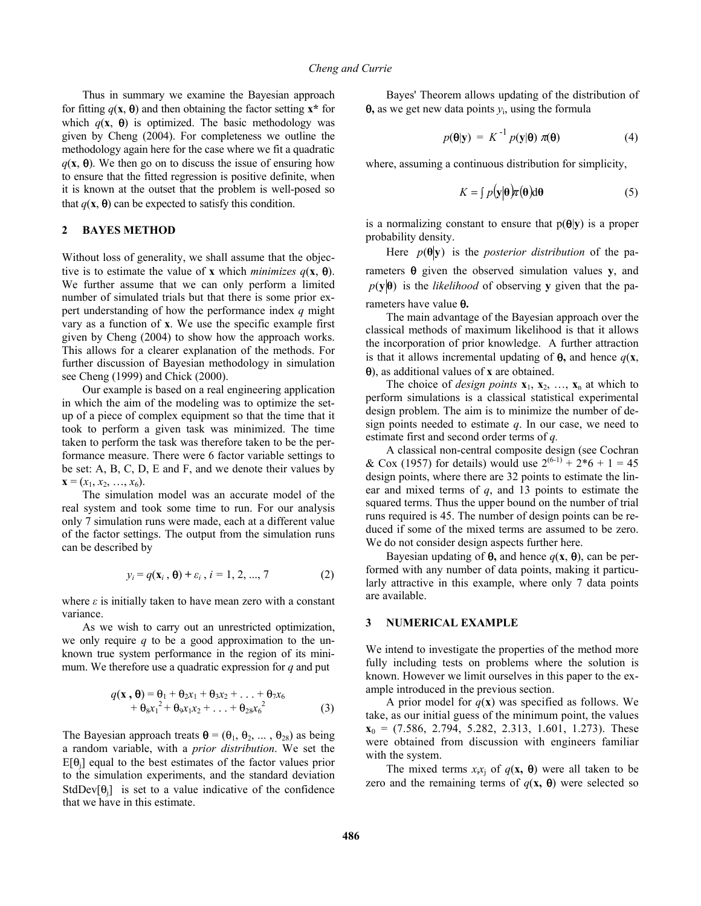Thus in summary we examine the Bayesian approach for fitting $q(\mathbf{x}, \boldsymbol{\theta})$ and then obtaining the factor setting $\mathbf{x}^*$ for which $q(\mathbf{x}, \boldsymbol{\theta})$ is optimized. The basic methodology was given by Cheng (2004). For completeness we outline the methodology again here for the case where we fit a quadratic $q(\mathbf{x}, \boldsymbol{\theta})$. We then go on to discuss the issue of ensuring how to ensure that the fitted regression is positive definite, when it is known at the outset that the problem is well-posed so that $q(\mathbf{x}, \boldsymbol{\theta})$ can be expected to satisfy this condition.

## 2 BAYES METHOD

Without loss of generality, we shall assume that the objective is to estimate the value of $\mathbf{x}$ which *minimizes* $q(\mathbf{x}, \boldsymbol{\theta})$. We further assume that we can only perform a limited number of simulated trials but that there is some prior expert understanding of how the performance index $q$ might vary as a function of $\mathbf{x}$. We use the specific example first given by Cheng (2004) to show how the approach works. This allows for a clearer explanation of the methods. For further discussion of Bayesian methodology in simulation see Cheng (1999) and Chick (2000).

Our example is based on a real engineering application in which the aim of the modeling was to optimize the set-up of a piece of complex equipment so that the time that it took to perform a given task was minimized. The time taken to perform the task was therefore taken to be the performance measure. There were 6 factor variable settings to be set: A, B, C, D, E and F, and we denote their values by $\mathbf{x} = (x_1, x_2, \ldots, x_6)$.

The simulation model was an accurate model of the real system and took some time to run. For our analysis only 7 simulation runs were made, each at a different value of the factor settings. The output from the simulation runs can be described by

$$y_i = q(\mathbf{x}_i , \boldsymbol{\theta}) + \varepsilon_i \, , \; i = 1, 2, \ldots, 7 \tag{2}$$

where $\varepsilon$ is initially taken to have mean zero with a constant variance.

As we wish to carry out an unrestricted optimization, we only require $q$ to be a good approximation to the unknown true system performance in the region of its minimum. We therefore use a quadratic expression for $q$ and put

$$q(\mathbf{x} , \boldsymbol{\theta}) = \theta_1 + \theta_2 x_1 + \theta_3 x_2 + \ldots + \theta_7 x_6 + \theta_8 x_1^2 + \theta_9 x_1 x_2 + \ldots + \theta_{28} x_6^2 \tag{3}$$

The Bayesian approach treats $\boldsymbol{\theta} = (\theta_1, \theta_2, \ldots , \theta_{28})$ as being a random variable, with a *prior distribution*. We set the $E[\theta_j]$ equal to the best estimates of the factor values prior to the simulation experiments, and the standard deviation $\mathrm{StdDev}[\theta_j]$ is set to a value indicative of the confidence that we have in this estimate.

Bayes' Theorem allows updating of the distribution of $\boldsymbol{\theta}$, as we get new data points $y_i$, using the formula

$$p(\boldsymbol{\theta}|\mathbf{y}) = K^{-1} p(\mathbf{y}|\boldsymbol{\theta})\, \pi(\boldsymbol{\theta}) \tag{4}$$

where, assuming a continuous distribution for simplicity,

$$K = \int p(\mathbf{y}|\boldsymbol{\theta}) \pi(\boldsymbol{\theta}) \mathrm{d}\boldsymbol{\theta} \tag{5}$$

is a normalizing constant to ensure that $p(\boldsymbol{\theta}|\mathbf{y})$ is a proper probability density.

Here $p(\boldsymbol{\theta}|\mathbf{y})$ is the *posterior distribution* of the parameters $\boldsymbol{\theta}$ given the observed simulation values $\mathbf{y}$, and $p(\mathbf{y}|\boldsymbol{\theta})$ is the *likelihood* of observing $\mathbf{y}$ given that the parameters have value $\boldsymbol{\theta}$.

The main advantage of the Bayesian approach over the classical methods of maximum likelihood is that it allows the incorporation of prior knowledge. A further attraction is that it allows incremental updating of $\boldsymbol{\theta}$, and hence $q(\mathbf{x}, \boldsymbol{\theta})$, as additional values of $\mathbf{x}$ are obtained.

The choice of *design points* $\mathbf{x}_1, \mathbf{x}_2, \ldots, \mathbf{x}_n$ at which to perform simulations is a classical statistical experimental design problem. The aim is to minimize the number of design points needed to estimate $q$. In our case, we need to estimate first and second order terms of $q$.

A classical non-central composite design (see Cochran & Cox (1957) for details) would use $2^{(6-1)} + 2*6 + 1 = 45$ design points, where there are 32 points to estimate the linear and mixed terms of $q$, and 13 points to estimate the squared terms. Thus the upper bound on the number of trial runs required is 45. The number of design points can be reduced if some of the mixed terms are assumed to be zero. We do not consider design aspects further here.

Bayesian updating of $\boldsymbol{\theta}$, and hence $q(\mathbf{x}, \boldsymbol{\theta})$, can be performed with any number of data points, making it particularly attractive in this example, where only 7 data points are available.

## 3 NUMERICAL EXAMPLE

We intend to investigate the properties of the method more fully including tests on problems where the solution is known. However we limit ourselves in this paper to the example introduced in the previous section.

A prior model for $q(\mathbf{x})$ was specified as follows. We take, as our initial guess of the minimum point, the values $\mathbf{x}_0 = (7.586, 2.794, 5.282, 2.313, 1.601, 1.273)$. These were obtained from discussion with engineers familiar with the system.

The mixed terms $x_i x_j$ of $q(\mathbf{x}, \boldsymbol{\theta})$ were all taken to be zero and the remaining terms of $q(\mathbf{x}, \boldsymbol{\theta})$ were selected so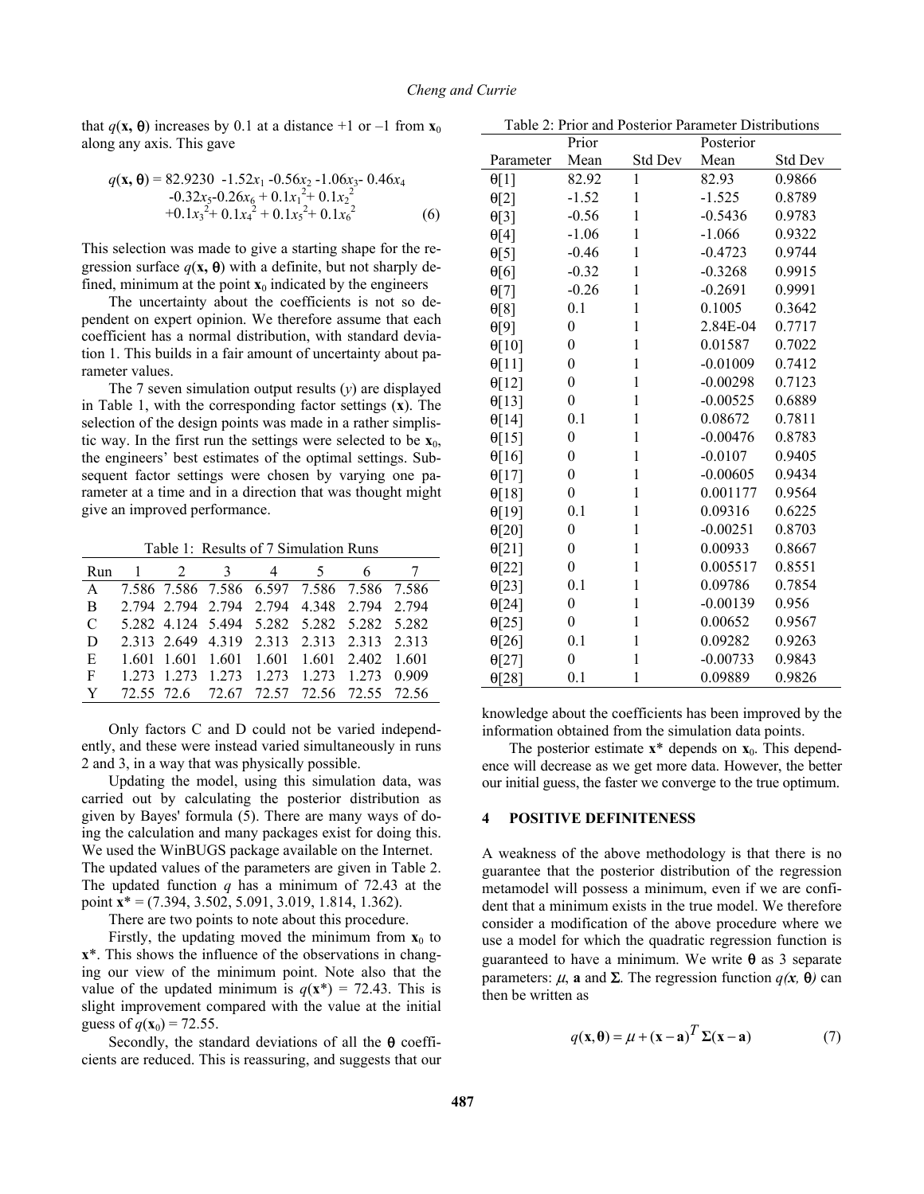that $q(\mathbf{x}, \boldsymbol{\theta})$ increases by 0.1 at a distance +1 or –1 from $\mathbf{x}_0$ along any axis. This gave

$$q(\mathbf{x}, \boldsymbol{\theta}) = 82.9230 \; -1.52x_1 -0.56x_2 -1.06x_3 - 0.46x_4 -0.32x_5 -0.26x_6 + 0.1x_1^2 + 0.1x_2^2 +0.1x_3^2 + 0.1x_4^2 + 0.1x_5^2 + 0.1x_6^2 \qquad (6)$$

This selection was made to give a starting shape for the regression surface $q(\mathbf{x}, \boldsymbol{\theta})$ with a definite, but not sharply defined, minimum at the point $\mathbf{x}_0$ indicated by the engineers

The uncertainty about the coefficients is not so dependent on expert opinion. We therefore assume that each coefficient has a normal distribution, with standard deviation 1. This builds in a fair amount of uncertainty about parameter values.

The 7 seven simulation output results ($y$) are displayed in Table 1, with the corresponding factor settings ($\mathbf{x}$). The selection of the design points was made in a rather simplistic way. In the first run the settings were selected to be $\mathbf{x}_0$, the engineers' best estimates of the optimal settings. Subsequent factor settings were chosen by varying one parameter at a time and in a direction that was thought might give an improved performance.

Table 1: Results of 7 Simulation Runs

| Run | 1 | 2 | 3 | 4 | 5 | 6 | 7 |
|---|---|---|---|---|---|---|---|
| A | 7.586 | 7.586 | 7.586 | 6.597 | 7.586 | 7.586 | 7.586 |
| B | 2.794 | 2.794 | 2.794 | 2.794 | 4.348 | 2.794 | 2.794 |
| C | 5.282 | 4.124 | 5.494 | 5.282 | 5.282 | 5.282 | 5.282 |
| D | 2.313 | 2.649 | 4.319 | 2.313 | 2.313 | 2.313 | 2.313 |
| E | 1.601 | 1.601 | 1.601 | 1.601 | 1.601 | 2.402 | 1.601 |
| F | 1.273 | 1.273 | 1.273 | 1.273 | 1.273 | 1.273 | 0.909 |
| Y | 72.55 | 72.6 | 72.67 | 72.57 | 72.56 | 72.55 | 72.56 |

Only factors C and D could not be varied independently, and these were instead varied simultaneously in runs 2 and 3, in a way that was physically possible.

Updating the model, using this simulation data, was carried out by calculating the posterior distribution as given by Bayes' formula (5). There are many ways of doing the calculation and many packages exist for doing this. We used the WinBUGS package available on the Internet. The updated values of the parameters are given in Table 2. The updated function $q$ has a minimum of 72.43 at the point $\mathbf{x}^* = (7.394, 3.502, 5.091, 3.019, 1.814, 1.362)$.

There are two points to note about this procedure.

Firstly, the updating moved the minimum from $\mathbf{x}_0$ to $\mathbf{x}^*$. This shows the influence of the observations in changing our view of the minimum point. Note also that the value of the updated minimum is $q(\mathbf{x}^*) = 72.43$. This is slight improvement compared with the value at the initial guess of $q(\mathbf{x}_0) = 72.55$.

Secondly, the standard deviations of all the $\boldsymbol{\theta}$ coefficients are reduced. This is reassuring, and suggests that our knowledge about the coefficients has been improved by the information obtained from the simulation data points.

Table 2: Prior and Posterior Parameter Distributions

| Parameter | Prior Mean | Std Dev | Posterior Mean | Std Dev |
|---|---|---|---|---|
| θ[1] | 82.92 | 1 | 82.93 | 0.9866 |
| θ[2] | -1.52 | 1 | -1.525 | 0.8789 |
| θ[3] | -0.56 | 1 | -0.5436 | 0.9783 |
| θ[4] | -1.06 | 1 | -1.066 | 0.9322 |
| θ[5] | -0.46 | 1 | -0.4723 | 0.9744 |
| θ[6] | -0.32 | 1 | -0.3268 | 0.9915 |
| θ[7] | -0.26 | 1 | -0.2691 | 0.9991 |
| θ[8] | 0.1 | 1 | 0.1005 | 0.3642 |
| θ[9] | 0 | 1 | 2.84E-04 | 0.7717 |
| θ[10] | 0 | 1 | 0.01587 | 0.7022 |
| θ[11] | 0 | 1 | -0.01009 | 0.7412 |
| θ[12] | 0 | 1 | -0.00298 | 0.7123 |
| θ[13] | 0 | 1 | -0.00525 | 0.6889 |
| θ[14] | 0.1 | 1 | 0.08672 | 0.7811 |
| θ[15] | 0 | 1 | -0.00476 | 0.8783 |
| θ[16] | 0 | 1 | -0.0107 | 0.9405 |
| θ[17] | 0 | 1 | -0.00605 | 0.9434 |
| θ[18] | 0 | 1 | 0.001177 | 0.9564 |
| θ[19] | 0.1 | 1 | 0.09316 | 0.6225 |
| θ[20] | 0 | 1 | -0.00251 | 0.8703 |
| θ[21] | 0 | 1 | 0.00933 | 0.8667 |
| θ[22] | 0 | 1 | 0.005517 | 0.8551 |
| θ[23] | 0.1 | 1 | 0.09786 | 0.7854 |
| θ[24] | 0 | 1 | -0.00139 | 0.956 |
| θ[25] | 0 | 1 | 0.00652 | 0.9567 |
| θ[26] | 0.1 | 1 | 0.09282 | 0.9263 |
| θ[27] | 0 | 1 | -0.00733 | 0.9843 |
| θ[28] | 0.1 | 1 | 0.09889 | 0.9826 |

The posterior estimate $\mathbf{x}^*$ depends on $\mathbf{x}_0$. This dependence will decrease as we get more data. However, the better our initial guess, the faster we converge to the true optimum.

## 4 POSITIVE DEFINITENESS

A weakness of the above methodology is that there is no guarantee that the posterior distribution of the regression metamodel will possess a minimum, even if we are confident that a minimum exists in the true model. We therefore consider a modification of the above procedure where we use a model for which the quadratic regression function is guaranteed to have a minimum. We write $\boldsymbol{\theta}$ as 3 separate parameters: $\mu$, $\mathbf{a}$ and $\boldsymbol{\Sigma}$. The regression function $q(\mathbf{x}, \boldsymbol{\theta})$ can then be written as

$$q(\mathbf{x}, \boldsymbol{\theta}) = \mu + (\mathbf{x} - \mathbf{a})^T \boldsymbol{\Sigma} (\mathbf{x} - \mathbf{a}) \qquad (7)$$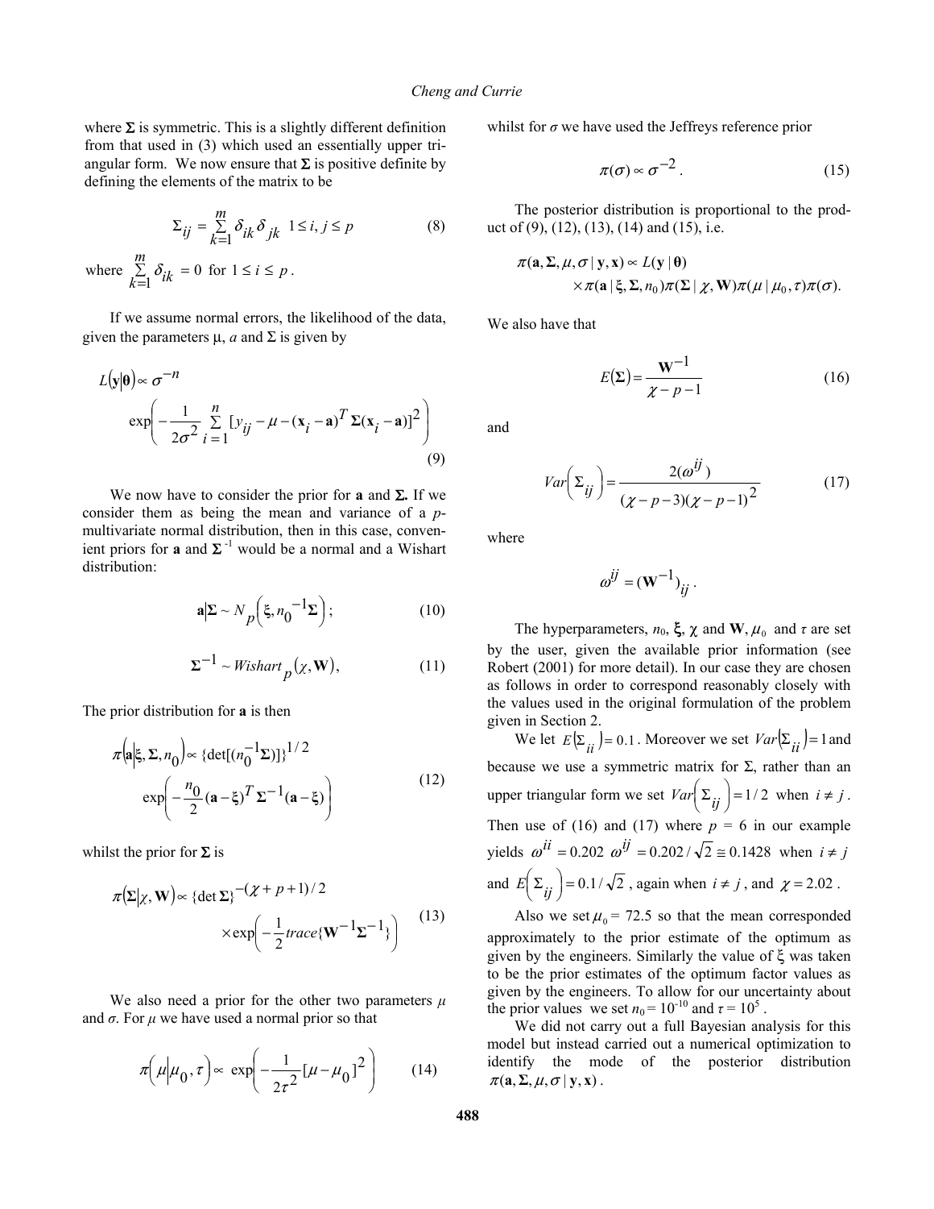where $\mathbf{\Sigma}$ is symmetric. This is a slightly different definition from that used in (3) which used an essentially upper triangular form. We now ensure that $\mathbf{\Sigma}$ is positive definite by defining the elements of the matrix to be

$$\Sigma_{ij} = \sum_{k=1}^{m} \delta_{ik}\delta_{jk} \quad 1 \le i, j \le p \tag{8}$$

where $\sum_{k=1}^{m} \delta_{ik} = 0$ for $1 \le i \le p$.

If we assume normal errors, the likelihood of the data, given the parameters μ, $a$ and $\Sigma$ is given by

$$L(\mathbf{y}|\boldsymbol{\theta}) \propto \sigma^{-n} \exp\left(-\frac{1}{2\sigma^2}\sum_{i=1}^{n}[y_{ij} - \mu - (\mathbf{x}_i - \mathbf{a})^T \mathbf{\Sigma}(\mathbf{x}_i - \mathbf{a})]^2\right) \tag{9}$$

We now have to consider the prior for $\mathbf{a}$ and $\mathbf{\Sigma}$. If we consider them as being the mean and variance of a $p$-multivariate normal distribution, then in this case, convenient priors for $\mathbf{a}$ and $\mathbf{\Sigma}^{-1}$ would be a normal and a Wishart distribution:

$$\mathbf{a}|\mathbf{\Sigma} \sim N_p\left(\xi, n_0^{-1}\mathbf{\Sigma}\right); \tag{10}$$

$$\mathbf{\Sigma}^{-1} \sim Wishart_p(\chi, \mathbf{W}), \tag{11}$$

The prior distribution for $\mathbf{a}$ is then

$$\pi\left(\mathbf{a}|\xi, \mathbf{\Sigma}, n_0\right) \propto \{\det[(n_0^{-1}\mathbf{\Sigma})]\}^{1/2} \exp\left(-\frac{n_0}{2}(\mathbf{a}-\xi)^T \mathbf{\Sigma}^{-1}(\mathbf{a}-\xi)\right) \tag{12}$$

whilst the prior for $\mathbf{\Sigma}$ is

$$\pi\left(\mathbf{\Sigma}|\chi, \mathbf{W}\right) \propto \{\det \mathbf{\Sigma}\}^{-(\chi+p+1)/2} \times \exp\left(-\frac{1}{2}trace\{\mathbf{W}^{-1}\mathbf{\Sigma}^{-1}\}\right) \tag{13}$$

We also need a prior for the other two parameters $\mu$ and $\sigma$. For $\mu$ we have used a normal prior so that

$$\pi\left(\mu|\mu_0, \tau\right) \propto \exp\left(-\frac{1}{2\tau^2}[\mu - \mu_0]^2\right) \tag{14}$$

whilst for $\sigma$ we have used the Jeffreys reference prior

$$\pi(\sigma) \propto \sigma^{-2}. \tag{15}$$

The posterior distribution is proportional to the product of (9), (12), (13), (14) and (15), i.e.

$$\pi(\mathbf{a}, \mathbf{\Sigma}, \mu, \sigma \mid \mathbf{y}, \mathbf{x}) \propto L(\mathbf{y} \mid \boldsymbol{\theta}) \times \pi(\mathbf{a} \mid \xi, \mathbf{\Sigma}, n_0)\pi(\mathbf{\Sigma} \mid \chi, \mathbf{W})\pi(\mu \mid \mu_0, \tau)\pi(\sigma).$$

We also have that

$$E(\mathbf{\Sigma}) = \frac{\mathbf{W}^{-1}}{\chi - p - 1} \tag{16}$$

and

$$Var\left(\Sigma_{ij}\right) = \frac{2(\omega^{ij})}{(\chi - p - 3)(\chi - p - 1)^2} \tag{17}$$

where

$$\omega^{ij} = (\mathbf{W}^{-1})_{ij}.$$

The hyperparameters, $n_0$, $\boldsymbol{\xi}$, $\chi$ and $\mathbf{W}$, $\mu_0$ and $\tau$ are set by the user, given the available prior information (see Robert (2001) for more detail). In our case they are chosen as follows in order to correspond reasonably closely with the values used in the original formulation of the problem given in Section 2.

We let $E(\Sigma_{ii}) = 0.1$. Moreover we set $Var(\Sigma_{ii}) = 1$ and because we use a symmetric matrix for $\Sigma$, rather than an upper triangular form we set $Var\left(\Sigma_{ij}\right) = 1/2$ when $i \ne j$. Then use of (16) and (17) where $p$ = 6 in our example yields $\omega^{ii} = 0.202$ $\omega^{ij} = 0.202/\sqrt{2} \cong 0.1428$ when $i \ne j$ and $E\left(\Sigma_{ij}\right) = 0.1/\sqrt{2}$, again when $i \ne j$, and $\chi = 2.02$.

Also we set $\mu_0 = 72.5$ so that the mean corresponded approximately to the prior estimate of the optimum as given by the engineers. Similarly the value of ξ was taken to be the prior estimates of the optimum factor values as given by the engineers. To allow for our uncertainty about the prior values we set $n_0 = 10^{-10}$ and $\tau = 10^5$.

We did not carry out a full Bayesian analysis for this model but instead carried out a numerical optimization to identify the mode of the posterior distribution $\pi(\mathbf{a}, \mathbf{\Sigma}, \mu, \sigma \mid \mathbf{y}, \mathbf{x})$.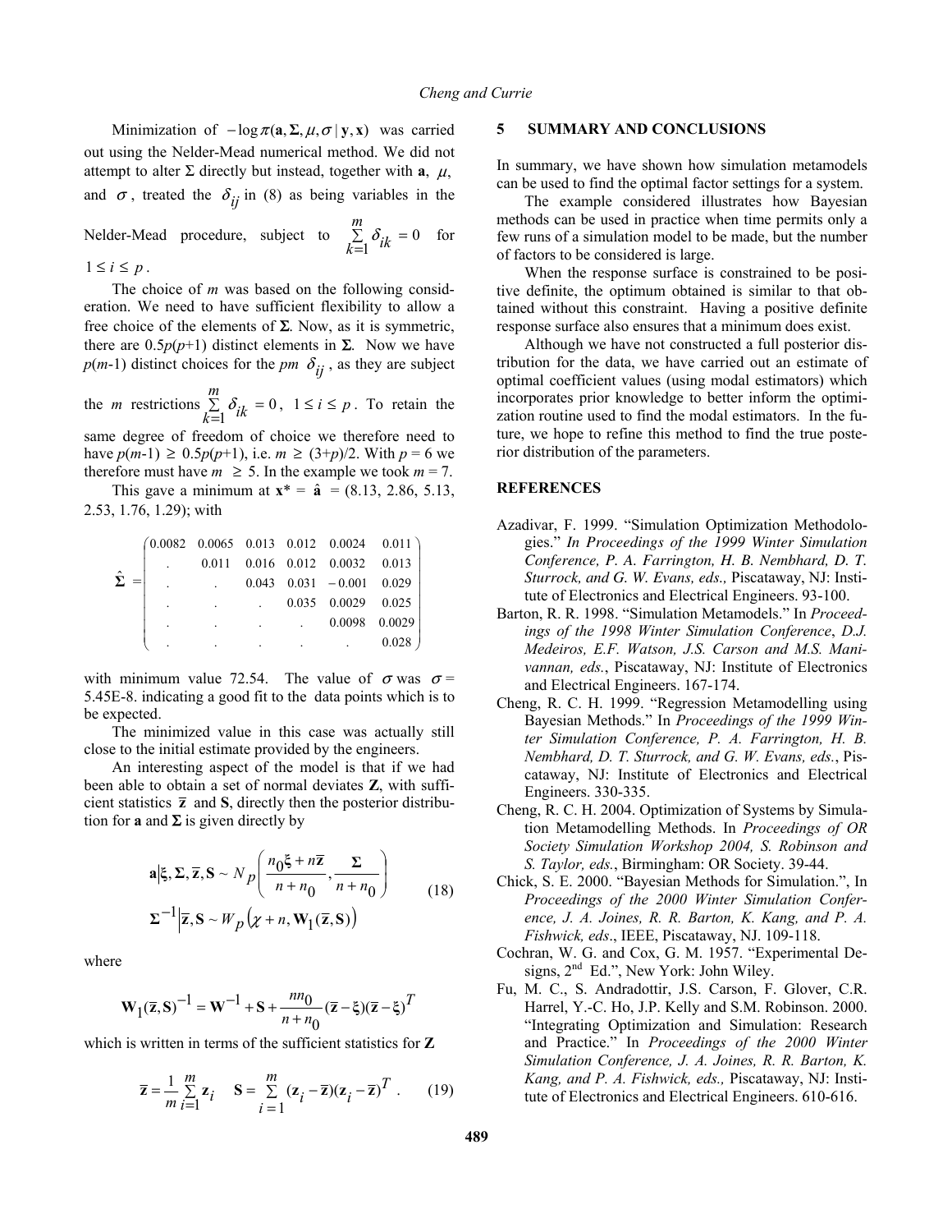Minimization of $-\log \pi(\mathbf{a}, \Sigma, \mu, \sigma \mid \mathbf{y}, \mathbf{x})$ was carried out using the Nelder-Mead numerical method. We did not attempt to alter $\Sigma$ directly but instead, together with $\mathbf{a}$, $\mu$, and $\sigma$, treated the $\delta_{ij}$ in (8) as being variables in the Nelder-Mead procedure, subject to $\sum_{k=1}^{m} \delta_{ik} = 0$ for $1 \le i \le p$.

The choice of $m$ was based on the following consideration. We need to have sufficient flexibility to allow a free choice of the elements of $\mathbf{\Sigma}$. Now, as it is symmetric, there are $0.5p(p+1)$ distinct elements in $\mathbf{\Sigma}$. Now we have $p(m-1)$ distinct choices for the $pm$ $\delta_{ij}$, as they are subject the $m$ restrictions $\sum_{k=1}^{m} \delta_{ik} = 0$, $1 \le i \le p$. To retain the same degree of freedom of choice we therefore need to have $p(m-1) \ge 0.5p(p+1)$, i.e. $m \ge (3+p)/2$. With $p = 6$ we therefore must have $m \ge 5$. In the example we took $m = 7$.

This gave a minimum at $\mathbf{x}^* = \hat{\mathbf{a}} = (8.13, 2.86, 5.13, 2.53, 1.76, 1.29)$; with

$$
\hat{\mathbf{\Sigma}} = \begin{pmatrix}
0.0082 & 0.0065 & 0.013 & 0.012 & 0.0024 & 0.011 \\
. & 0.011 & 0.016 & 0.012 & 0.0032 & 0.013 \\
. & . & 0.043 & 0.031 & -0.001 & 0.029 \\
. & . & . & 0.035 & 0.0029 & 0.025 \\
. & . & . & . & 0.0098 & 0.0029 \\
. & . & . & . & . & 0.028
\end{pmatrix}
$$

with minimum value 72.54. The value of $\sigma$ was $\sigma$ = 5.45E-8. indicating a good fit to the data points which is to be expected.

The minimized value in this case was actually still close to the initial estimate provided by the engineers.

An interesting aspect of the model is that if we had been able to obtain a set of normal deviates $\mathbf{Z}$, with sufficient statistics $\bar{\mathbf{z}}$ and $\mathbf{S}$, directly then the posterior distribution for $\mathbf{a}$ and $\mathbf{\Sigma}$ is given directly by

$$
\begin{aligned}
\mathbf{a} \mid \xi, \mathbf{\Sigma}, \bar{\mathbf{z}}, \mathbf{S} &\sim N_p\left(\frac{n_0\xi + n\bar{\mathbf{z}}}{n+n_0}, \frac{\mathbf{\Sigma}}{n+n_0}\right) \\
\mathbf{\Sigma}^{-1} \mid \bar{\mathbf{z}}, \mathbf{S} &\sim W_p\left(\chi + n, \mathbf{W}_1(\bar{\mathbf{z}}, \mathbf{S})\right)
\end{aligned} \tag{18}
$$

where

$$
\mathbf{W}_1(\bar{\mathbf{z}}, \mathbf{S})^{-1} = \mathbf{W}^{-1} + \mathbf{S} + \frac{nn_0}{n+n_0}(\bar{\mathbf{z}} - \xi)(\bar{\mathbf{z}} - \xi)^T
$$

which is written in terms of the sufficient statistics for $\mathbf{Z}$

$$
\bar{\mathbf{z}} = \frac{1}{m}\sum_{i=1}^{m} \mathbf{z}_i \qquad \mathbf{S} = \sum_{i=1}^{m} (\mathbf{z}_i - \bar{\mathbf{z}})(\mathbf{z}_i - \bar{\mathbf{z}})^T . \tag{19}
$$

## 5 SUMMARY AND CONCLUSIONS

In summary, we have shown how simulation metamodels can be used to find the optimal factor settings for a system.

The example considered illustrates how Bayesian methods can be used in practice when time permits only a few runs of a simulation model to be made, but the number of factors to be considered is large.

When the response surface is constrained to be positive definite, the optimum obtained is similar to that obtained without this constraint. Having a positive definite response surface also ensures that a minimum does exist.

Although we have not constructed a full posterior distribution for the data, we have carried out an estimate of optimal coefficient values (using modal estimators) which incorporates prior knowledge to better inform the optimization routine used to find the modal estimators. In the future, we hope to refine this method to find the true posterior distribution of the parameters.

## REFERENCES

Azadivar, F. 1999. "Simulation Optimization Methodologies." *In Proceedings of the 1999 Winter Simulation Conference, P. A. Farrington, H. B. Nembhard, D. T. Sturrock, and G. W. Evans, eds.,* Piscataway, NJ: Institute of Electronics and Electrical Engineers. 93-100.

Barton, R. R. 1998. "Simulation Metamodels." In *Proceedings of the 1998 Winter Simulation Conference*, *D.J. Medeiros, E.F. Watson, J.S. Carson and M.S. Manivannan, eds.*, Piscataway, NJ: Institute of Electronics and Electrical Engineers. 167-174.

Cheng, R. C. H. 1999. "Regression Metamodelling using Bayesian Methods." In *Proceedings of the 1999 Winter Simulation Conference, P. A. Farrington, H. B. Nembhard, D. T. Sturrock, and G. W. Evans, eds.*, Piscataway, NJ: Institute of Electronics and Electrical Engineers. 330-335.

Cheng, R. C. H. 2004. Optimization of Systems by Simulation Metamodelling Methods. In *Proceedings of OR Society Simulation Workshop 2004, S. Robinson and S. Taylor, eds.*, Birmingham: OR Society. 39-44.

Chick, S. E. 2000. "Bayesian Methods for Simulation.", In *Proceedings of the 2000 Winter Simulation Conference, J. A. Joines, R. R. Barton, K. Kang, and P. A. Fishwick, eds*., IEEE, Piscataway, NJ. 109-118.

Cochran, W. G. and Cox, G. M. 1957. "Experimental Designs, 2nd Ed.", New York: John Wiley.

Fu, M. C., S. Andradottir, J.S. Carson, F. Glover, C.R. Harrel, Y.-C. Ho, J.P. Kelly and S.M. Robinson. 2000. "Integrating Optimization and Simulation: Research and Practice." In *Proceedings of the 2000 Winter Simulation Conference, J. A. Joines, R. R. Barton, K. Kang, and P. A. Fishwick, eds.,* Piscataway, NJ: Institute of Electronics and Electrical Engineers. 610-616.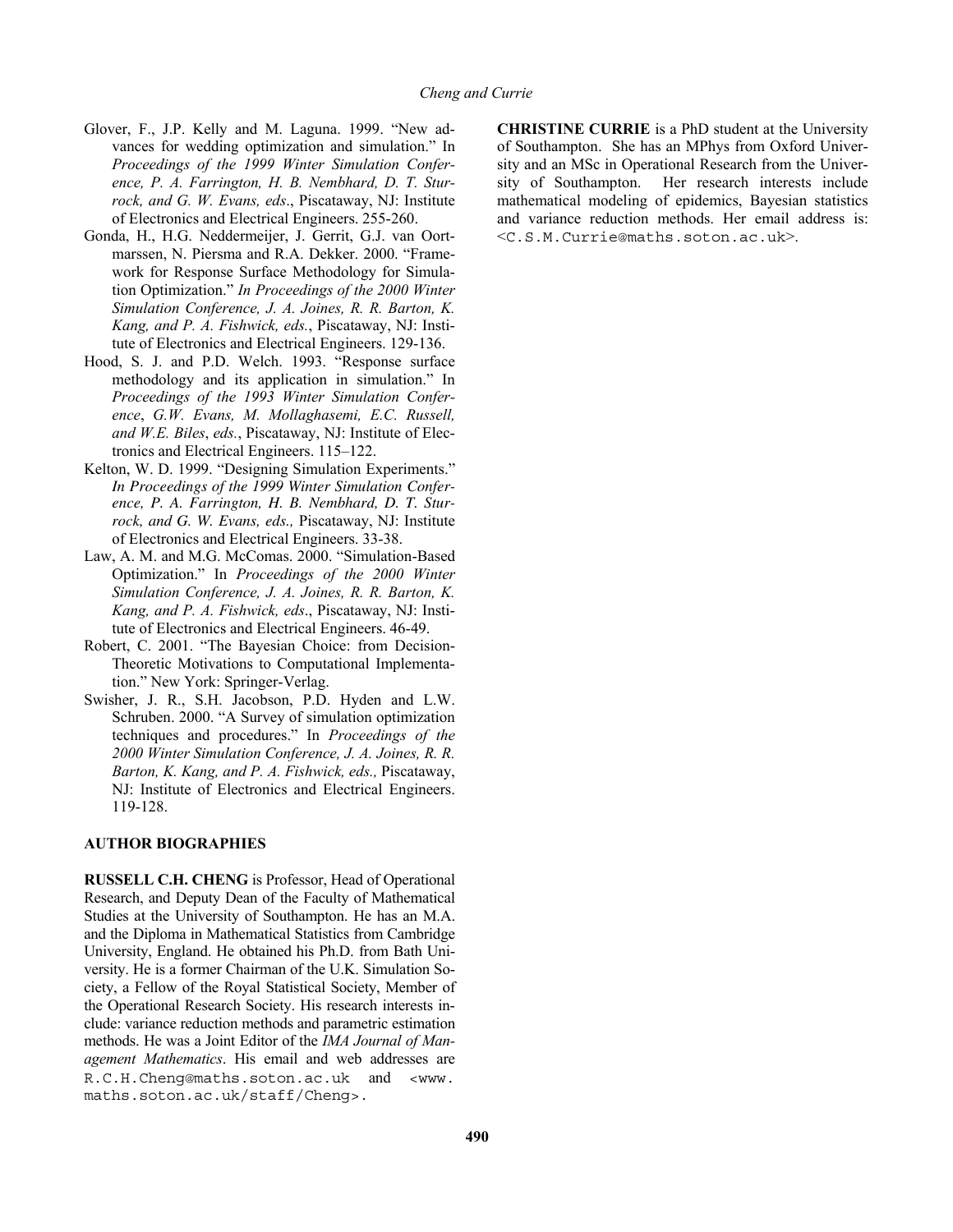Glover, F., J.P. Kelly and M. Laguna. 1999. "New advances for wedding optimization and simulation." In *Proceedings of the 1999 Winter Simulation Conference, P. A. Farrington, H. B. Nembhard, D. T. Sturrock, and G. W. Evans, eds*., Piscataway, NJ: Institute of Electronics and Electrical Engineers. 255-260.

Gonda, H., H.G. Neddermeijer, J. Gerrit, G.J. van Oortmarssen, N. Piersma and R.A. Dekker. 2000. "Framework for Response Surface Methodology for Simulation Optimization." *In Proceedings of the 2000 Winter Simulation Conference, J. A. Joines, R. R. Barton, K. Kang, and P. A. Fishwick, eds.*, Piscataway, NJ: Institute of Electronics and Electrical Engineers. 129-136.

Hood, S. J. and P.D. Welch. 1993. "Response surface methodology and its application in simulation." In *Proceedings of the 1993 Winter Simulation Conference*, *G.W. Evans, M. Mollaghasemi, E.C. Russell, and W.E. Biles*, *eds.*, Piscataway, NJ: Institute of Electronics and Electrical Engineers. 115–122.

Kelton, W. D. 1999. "Designing Simulation Experiments." *In Proceedings of the 1999 Winter Simulation Conference, P. A. Farrington, H. B. Nembhard, D. T. Sturrock, and G. W. Evans, eds.,* Piscataway, NJ: Institute of Electronics and Electrical Engineers. 33-38.

Law, A. M. and M.G. McComas. 2000. "Simulation-Based Optimization." In *Proceedings of the 2000 Winter Simulation Conference, J. A. Joines, R. R. Barton, K. Kang, and P. A. Fishwick, eds*., Piscataway, NJ: Institute of Electronics and Electrical Engineers. 46-49.

Robert, C. 2001. "The Bayesian Choice: from Decision-Theoretic Motivations to Computational Implementation." New York: Springer-Verlag.

Swisher, J. R., S.H. Jacobson, P.D. Hyden and L.W. Schruben. 2000. "A Survey of simulation optimization techniques and procedures." In *Proceedings of the 2000 Winter Simulation Conference, J. A. Joines, R. R. Barton, K. Kang, and P. A. Fishwick, eds.,* Piscataway, NJ: Institute of Electronics and Electrical Engineers. 119-128.

## AUTHOR BIOGRAPHIES

**RUSSELL C.H. CHENG** is Professor, Head of Operational Research, and Deputy Dean of the Faculty of Mathematical Studies at the University of Southampton. He has an M.A. and the Diploma in Mathematical Statistics from Cambridge University, England. He obtained his Ph.D. from Bath University. He is a former Chairman of the U.K. Simulation Society, a Fellow of the Royal Statistical Society, Member of the Operational Research Society. His research interests include: variance reduction methods and parametric estimation methods. He was a Joint Editor of the *IMA Journal of Management Mathematics*. His email and web addresses are R.C.H.Cheng@maths.soton.ac.uk and <www.maths.soton.ac.uk/staff/Cheng>.

**CHRISTINE CURRIE** is a PhD student at the University of Southampton. She has an MPhys from Oxford University and an MSc in Operational Research from the University of Southampton. Her research interests include mathematical modeling of epidemics, Bayesian statistics and variance reduction methods. Her email address is: <C.S.M.Currie@maths.soton.ac.uk>.